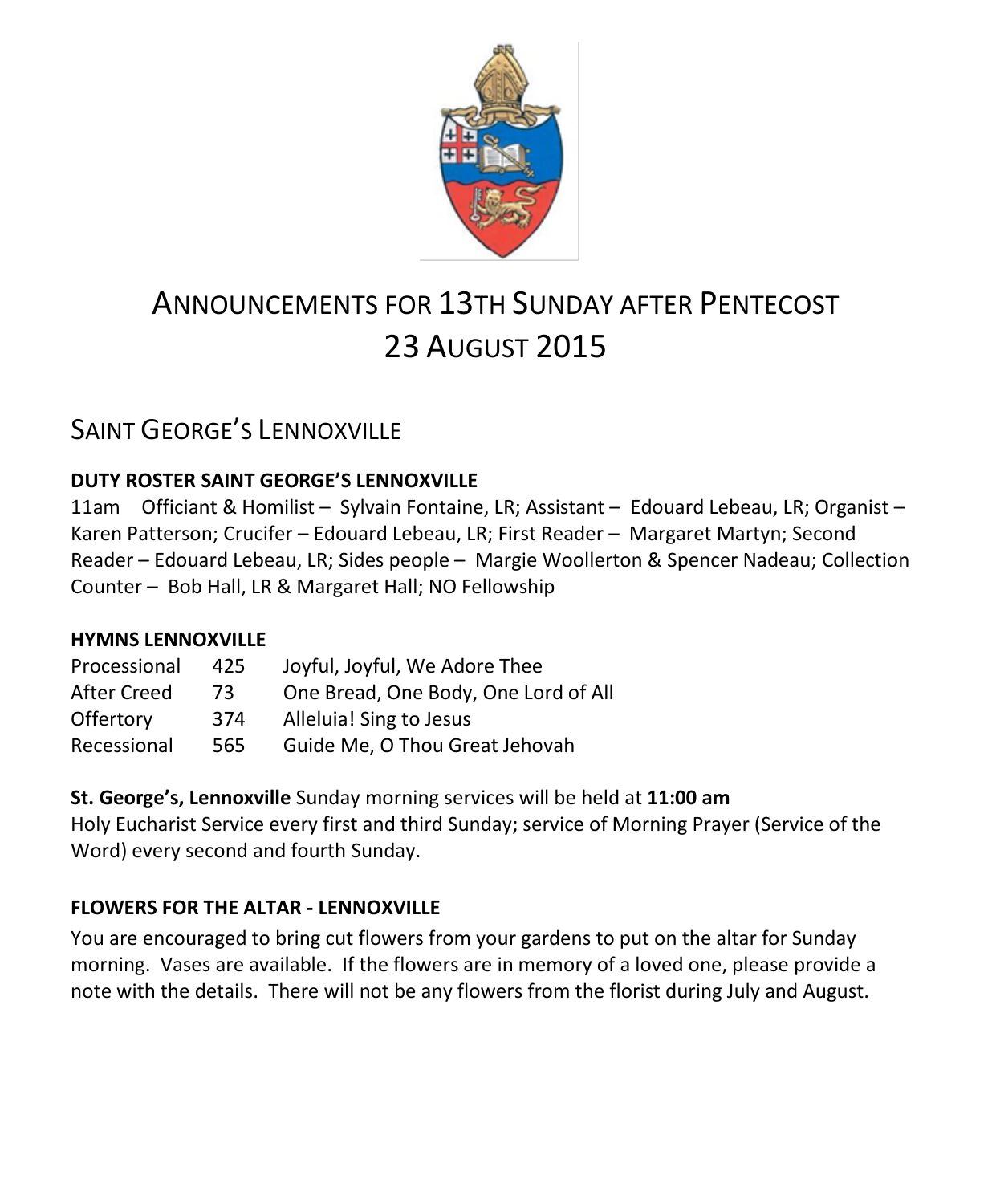# ANNOUNCEMENTS FOR 13TH SUNDAY AFTER PENTECOST
# 23 AUGUST 2015

## SAINT GEORGE'S LENNOXVILLE

**DUTY ROSTER SAINT GEORGE'S LENNOXVILLE**

11am Officiant & Homilist – Sylvain Fontaine, LR; Assistant – Edouard Lebeau, LR; Organist – Karen Patterson; Crucifer – Edouard Lebeau, LR; First Reader – Margaret Martyn; Second Reader – Edouard Lebeau, LR; Sides people – Margie Woollerton & Spencer Nadeau; Collection Counter – Bob Hall, LR & Margaret Hall; NO Fellowship

**HYMNS LENNOXVILLE**

| | | |
|---|---|---|
| Processional | 425 | Joyful, Joyful, We Adore Thee |
| After Creed | 73 | One Bread, One Body, One Lord of All |
| Offertory | 374 | Alleluia! Sing to Jesus |
| Recessional | 565 | Guide Me, O Thou Great Jehovah |

**St. George's, Lennoxville** Sunday morning services will be held at **11:00 am**
Holy Eucharist Service every first and third Sunday; service of Morning Prayer (Service of the Word) every second and fourth Sunday.

**FLOWERS FOR THE ALTAR - LENNOXVILLE**

You are encouraged to bring cut flowers from your gardens to put on the altar for Sunday morning. Vases are available. If the flowers are in memory of a loved one, please provide a note with the details. There will not be any flowers from the florist during July and August.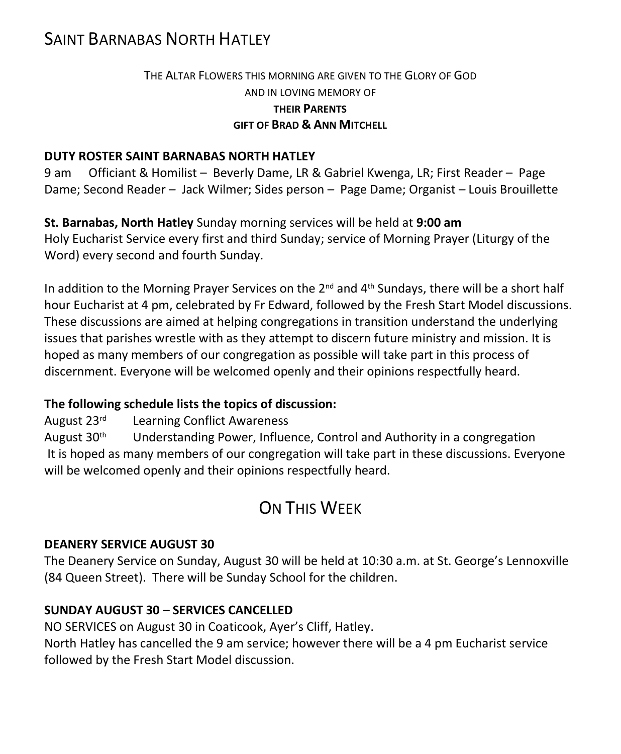# Saint Barnabas North Hatley

The Altar Flowers this morning are given to the Glory of God
and in loving memory of
**their Parents**
**gift of Brad & Ann Mitchell**

**DUTY ROSTER SAINT BARNABAS NORTH HATLEY**

9 am Officiant & Homilist – Beverly Dame, LR & Gabriel Kwenga, LR; First Reader – Page Dame; Second Reader – Jack Wilmer; Sides person – Page Dame; Organist – Louis Brouillette

**St. Barnabas, North Hatley** Sunday morning services will be held at **9:00 am**
Holy Eucharist Service every first and third Sunday; service of Morning Prayer (Liturgy of the Word) every second and fourth Sunday.

In addition to the Morning Prayer Services on the 2nd and 4th Sundays, there will be a short half hour Eucharist at 4 pm, celebrated by Fr Edward, followed by the Fresh Start Model discussions. These discussions are aimed at helping congregations in transition understand the underlying issues that parishes wrestle with as they attempt to discern future ministry and mission. It is hoped as many members of our congregation as possible will take part in this process of discernment. Everyone will be welcomed openly and their opinions respectfully heard.

**The following schedule lists the topics of discussion:**

August 23rd Learning Conflict Awareness
August 30th Understanding Power, Influence, Control and Authority in a congregation
It is hoped as many members of our congregation will take part in these discussions. Everyone will be welcomed openly and their opinions respectfully heard.

## On This Week

**DEANERY SERVICE AUGUST 30**

The Deanery Service on Sunday, August 30 will be held at 10:30 a.m. at St. George's Lennoxville (84 Queen Street). There will be Sunday School for the children.

**SUNDAY AUGUST 30 – SERVICES CANCELLED**

NO SERVICES on August 30 in Coaticook, Ayer's Cliff, Hatley.
North Hatley has cancelled the 9 am service; however there will be a 4 pm Eucharist service followed by the Fresh Start Model discussion.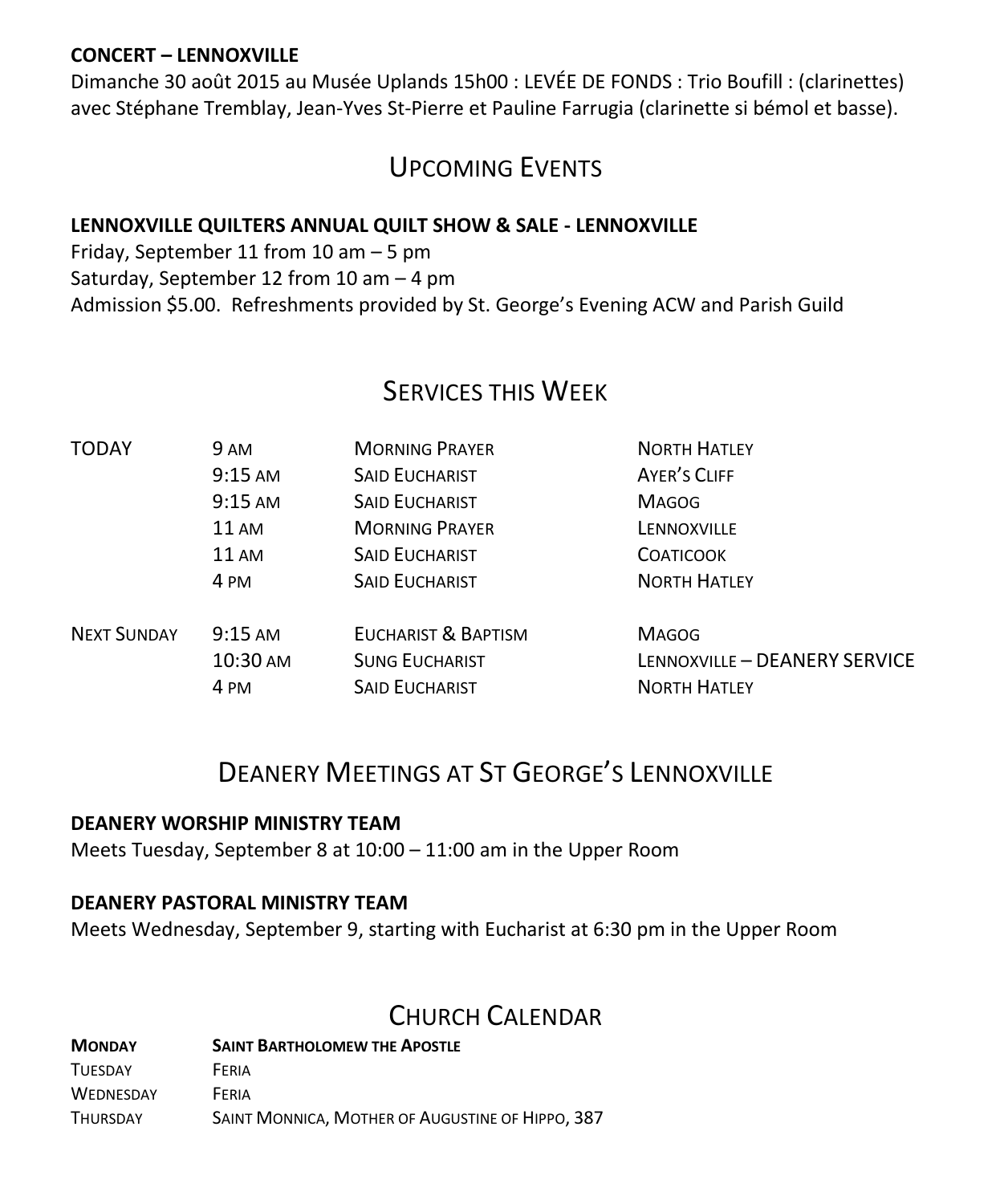**CONCERT – LENNOXVILLE**
Dimanche 30 août 2015 au Musée Uplands 15h00 : LEVÉE DE FONDS : Trio Boufill : (clarinettes) avec Stéphane Tremblay, Jean-Yves St-Pierre et Pauline Farrugia (clarinette si bémol et basse).

## Upcoming Events

**LENNOXVILLE QUILTERS ANNUAL QUILT SHOW & SALE - LENNOXVILLE**
Friday, September 11 from 10 am – 5 pm
Saturday, September 12 from 10 am – 4 pm
Admission $5.00. Refreshments provided by St. George's Evening ACW and Parish Guild

## Services this Week

| | | | |
|---|---|---|---|
| TODAY | 9 AM | MORNING PRAYER | NORTH HATLEY |
| | 9:15 AM | SAID EUCHARIST | AYER'S CLIFF |
| | 9:15 AM | SAID EUCHARIST | MAGOG |
| | 11 AM | MORNING PRAYER | LENNOXVILLE |
| | 11 AM | SAID EUCHARIST | COATICOOK |
| | 4 PM | SAID EUCHARIST | NORTH HATLEY |
| NEXT SUNDAY | 9:15 AM | EUCHARIST & BAPTISM | MAGOG |
| | 10:30 AM | SUNG EUCHARIST | LENNOXVILLE – DEANERY SERVICE |
| | 4 PM | SAID EUCHARIST | NORTH HATLEY |

## Deanery Meetings at St George's Lennoxville

**DEANERY WORSHIP MINISTRY TEAM**
Meets Tuesday, September 8 at 10:00 – 11:00 am in the Upper Room

**DEANERY PASTORAL MINISTRY TEAM**
Meets Wednesday, September 9, starting with Eucharist at 6:30 pm in the Upper Room

## Church Calendar

| | |
|---|---|
| **MONDAY** | **SAINT BARTHOLOMEW THE APOSTLE** |
| TUESDAY | FERIA |
| WEDNESDAY | FERIA |
| THURSDAY | SAINT MONNICA, MOTHER OF AUGUSTINE OF HIPPO, 387 |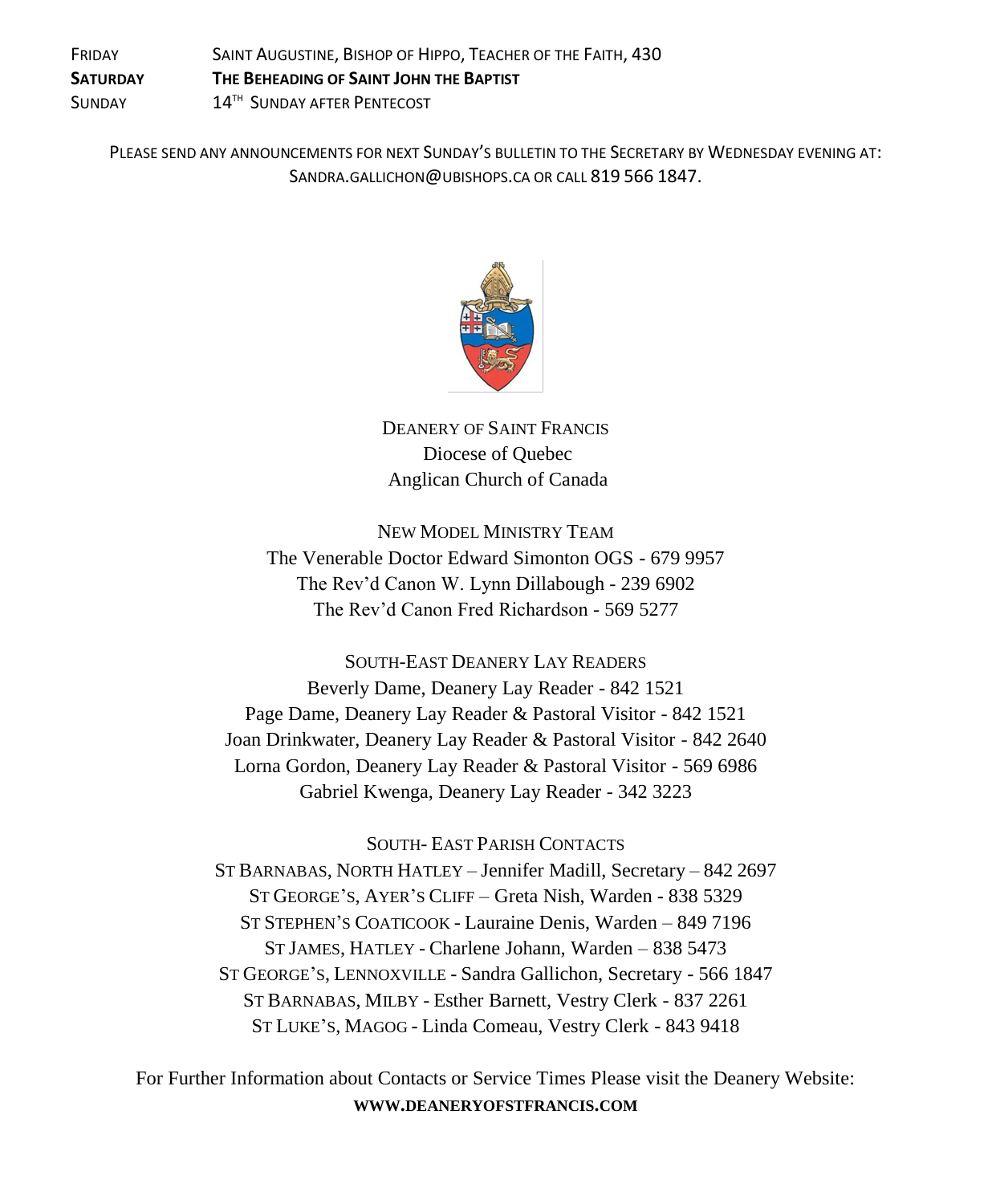| | |
|---|---|
| FRIDAY | SAINT AUGUSTINE, BISHOP OF HIPPO, TEACHER OF THE FAITH, 430 |
| **SATURDAY** | **THE BEHEADING OF SAINT JOHN THE BAPTIST** |
| SUNDAY | 14TH SUNDAY AFTER PENTECOST |

PLEASE SEND ANY ANNOUNCEMENTS FOR NEXT SUNDAY'S BULLETIN TO THE SECRETARY BY WEDNESDAY EVENING AT: SANDRA.GALLICHON@UBISHOPS.CA OR CALL 819 566 1847.

DEANERY OF SAINT FRANCIS
Diocese of Quebec
Anglican Church of Canada

NEW MODEL MINISTRY TEAM
The Venerable Doctor Edward Simonton OGS - 679 9957
The Rev'd Canon W. Lynn Dillabough - 239 6902
The Rev'd Canon Fred Richardson - 569 5277

SOUTH-EAST DEANERY LAY READERS
Beverly Dame, Deanery Lay Reader - 842 1521
Page Dame, Deanery Lay Reader & Pastoral Visitor - 842 1521
Joan Drinkwater, Deanery Lay Reader & Pastoral Visitor - 842 2640
Lorna Gordon, Deanery Lay Reader & Pastoral Visitor - 569 6986
Gabriel Kwenga, Deanery Lay Reader - 342 3223

SOUTH- EAST PARISH CONTACTS
ST BARNABAS, NORTH HATLEY – Jennifer Madill, Secretary – 842 2697
ST GEORGE'S, AYER'S CLIFF – Greta Nish, Warden - 838 5329
ST STEPHEN'S COATICOOK - Lauraine Denis, Warden – 849 7196
ST JAMES, HATLEY - Charlene Johann, Warden – 838 5473
ST GEORGE'S, LENNOXVILLE - Sandra Gallichon, Secretary - 566 1847
ST BARNABAS, MILBY - Esther Barnett, Vestry Clerk - 837 2261
ST LUKE'S, MAGOG - Linda Comeau, Vestry Clerk - 843 9418

For Further Information about Contacts or Service Times Please visit the Deanery Website:
**WWW.DEANERYOFSTFRANCIS.COM**